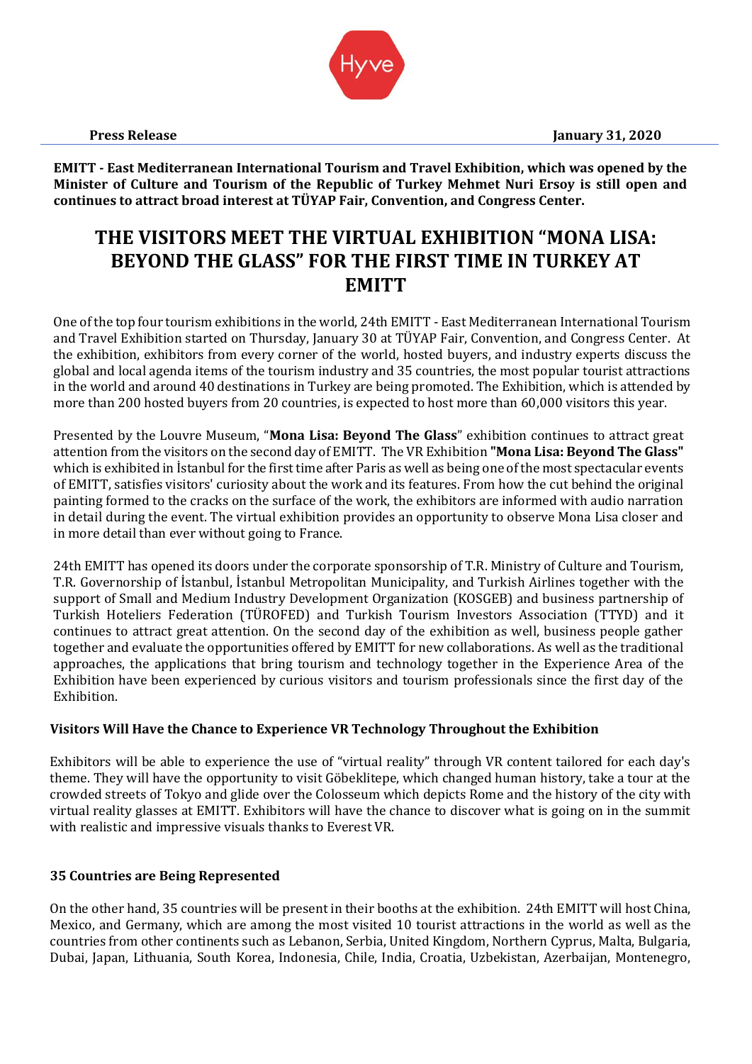**Press Release** **January 31, 2020**

**EMITT - East Mediterranean International Tourism and Travel Exhibition, which was opened by the Minister of Culture and Tourism of the Republic of Turkey Mehmet Nuri Ersoy is still open and continues to attract broad interest at TÜYAP Fair, Convention, and Congress Center.**

# THE VISITORS MEET THE VIRTUAL EXHIBITION "MONA LISA: BEYOND THE GLASS" FOR THE FIRST TIME IN TURKEY AT EMITT

One of the top four tourism exhibitions in the world, 24th EMITT - East Mediterranean International Tourism and Travel Exhibition started on Thursday, January 30 at TÜYAP Fair, Convention, and Congress Center. At the exhibition, exhibitors from every corner of the world, hosted buyers, and industry experts discuss the global and local agenda items of the tourism industry and 35 countries, the most popular tourist attractions in the world and around 40 destinations in Turkey are being promoted. The Exhibition, which is attended by more than 200 hosted buyers from 20 countries, is expected to host more than 60,000 visitors this year.

Presented by the Louvre Museum, "**Mona Lisa: Beyond The Glass**" exhibition continues to attract great attention from the visitors on the second day of EMITT. The VR Exhibition **"Mona Lisa: Beyond The Glass"** which is exhibited in İstanbul for the first time after Paris as well as being one of the most spectacular events of EMITT, satisfies visitors' curiosity about the work and its features. From how the cut behind the original painting formed to the cracks on the surface of the work, the exhibitors are informed with audio narration in detail during the event. The virtual exhibition provides an opportunity to observe Mona Lisa closer and in more detail than ever without going to France.

24th EMITT has opened its doors under the corporate sponsorship of T.R. Ministry of Culture and Tourism, T.R. Governorship of İstanbul, İstanbul Metropolitan Municipality, and Turkish Airlines together with the support of Small and Medium Industry Development Organization (KOSGEB) and business partnership of Turkish Hoteliers Federation (TÜROFED) and Turkish Tourism Investors Association (TTYD) and it continues to attract great attention. On the second day of the exhibition as well, business people gather together and evaluate the opportunities offered by EMITT for new collaborations. As well as the traditional approaches, the applications that bring tourism and technology together in the Experience Area of the Exhibition have been experienced by curious visitors and tourism professionals since the first day of the Exhibition.

### Visitors Will Have the Chance to Experience VR Technology Throughout the Exhibition

Exhibitors will be able to experience the use of "virtual reality" through VR content tailored for each day's theme. They will have the opportunity to visit Göbeklitepe, which changed human history, take a tour at the crowded streets of Tokyo and glide over the Colosseum which depicts Rome and the history of the city with virtual reality glasses at EMITT. Exhibitors will have the chance to discover what is going on in the summit with realistic and impressive visuals thanks to Everest VR.

### 35 Countries are Being Represented

On the other hand, 35 countries will be present in their booths at the exhibition. 24th EMITT will host China, Mexico, and Germany, which are among the most visited 10 tourist attractions in the world as well as the countries from other continents such as Lebanon, Serbia, United Kingdom, Northern Cyprus, Malta, Bulgaria, Dubai, Japan, Lithuania, South Korea, Indonesia, Chile, India, Croatia, Uzbekistan, Azerbaijan, Montenegro,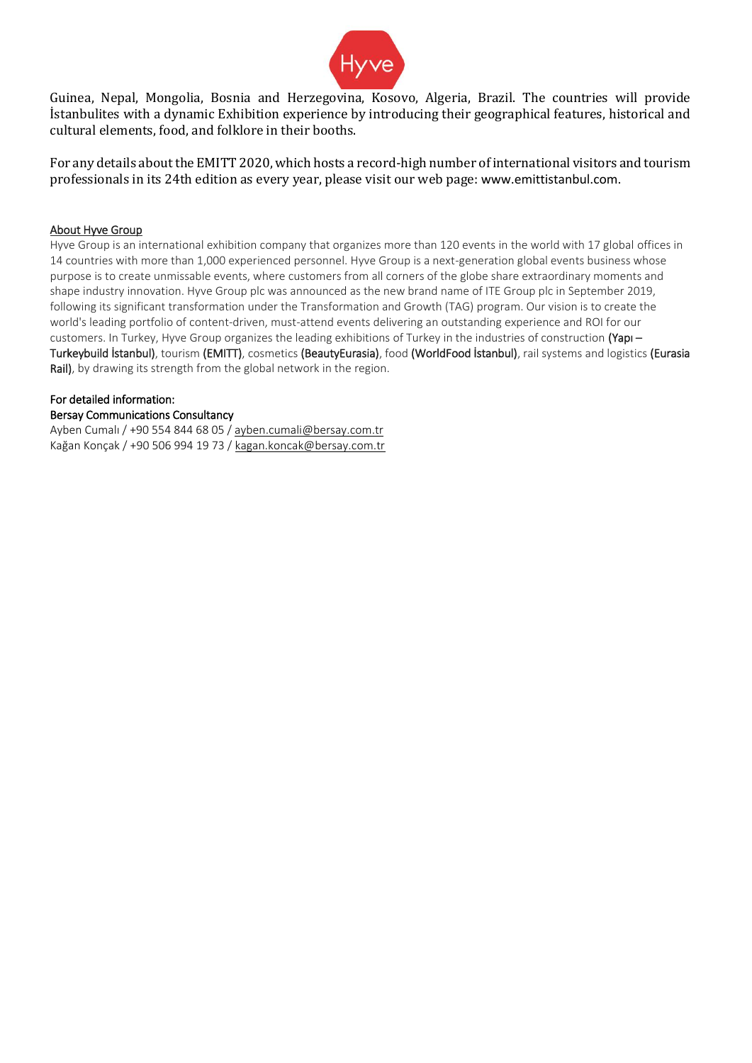Guinea, Nepal, Mongolia, Bosnia and Herzegovina, Kosovo, Algeria, Brazil. The countries will provide İstanbulites with a dynamic Exhibition experience by introducing their geographical features, historical and cultural elements, food, and folklore in their booths.

For any details about the EMITT 2020, which hosts a record-high number of international visitors and tourism professionals in its 24th edition as every year, please visit our web page: www.emittistanbul.com.

About Hyve Group

Hyve Group is an international exhibition company that organizes more than 120 events in the world with 17 global offices in 14 countries with more than 1,000 experienced personnel. Hyve Group is a next-generation global events business whose purpose is to create unmissable events, where customers from all corners of the globe share extraordinary moments and shape industry innovation. Hyve Group plc was announced as the new brand name of ITE Group plc in September 2019, following its significant transformation under the Transformation and Growth (TAG) program. Our vision is to create the world's leading portfolio of content-driven, must-attend events delivering an outstanding experience and ROI for our customers. In Turkey, Hyve Group organizes the leading exhibitions of Turkey in the industries of construction **(Yapı – Turkeybuild İstanbul)**, tourism **(EMITT)**, cosmetics **(BeautyEurasia)**, food **(WorldFood İstanbul)**, rail systems and logistics **(Eurasia Rail)**, by drawing its strength from the global network in the region.

**For detailed information:**
**Bersay Communications Consultancy**
Ayben Cumalı / +90 554 844 68 05 / ayben.cumali@bersay.com.tr
Kağan Konçak / +90 506 994 19 73 / kagan.koncak@bersay.com.tr